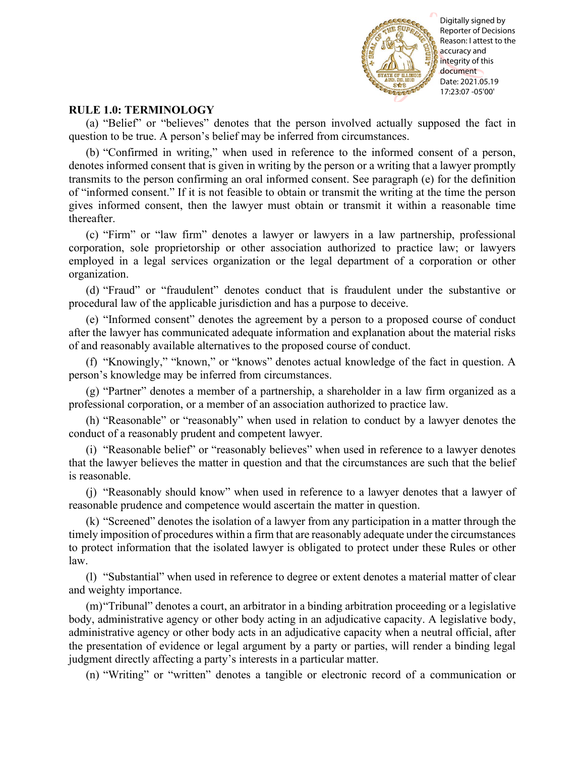## RULE 1.0: TERMINOLOGY

(a) "Belief" or "believes" denotes that the person involved actually supposed the fact in question to be true. A person's belief may be inferred from circumstances.

(b) "Confirmed in writing," when used in reference to the informed consent of a person, denotes informed consent that is given in writing by the person or a writing that a lawyer promptly transmits to the person confirming an oral informed consent. See paragraph (e) for the definition of "informed consent." If it is not feasible to obtain or transmit the writing at the time the person gives informed consent, then the lawyer must obtain or transmit it within a reasonable time thereafter.

(c) "Firm" or "law firm" denotes a lawyer or lawyers in a law partnership, professional corporation, sole proprietorship or other association authorized to practice law; or lawyers employed in a legal services organization or the legal department of a corporation or other organization.

(d) "Fraud" or "fraudulent" denotes conduct that is fraudulent under the substantive or procedural law of the applicable jurisdiction and has a purpose to deceive.

(e) "Informed consent" denotes the agreement by a person to a proposed course of conduct after the lawyer has communicated adequate information and explanation about the material risks of and reasonably available alternatives to the proposed course of conduct.

(f) "Knowingly," "known," or "knows" denotes actual knowledge of the fact in question. A person's knowledge may be inferred from circumstances.

(g) "Partner" denotes a member of a partnership, a shareholder in a law firm organized as a professional corporation, or a member of an association authorized to practice law.

(h) "Reasonable" or "reasonably" when used in relation to conduct by a lawyer denotes the conduct of a reasonably prudent and competent lawyer.

(i) "Reasonable belief" or "reasonably believes" when used in reference to a lawyer denotes that the lawyer believes the matter in question and that the circumstances are such that the belief is reasonable.

(j) "Reasonably should know" when used in reference to a lawyer denotes that a lawyer of reasonable prudence and competence would ascertain the matter in question.

(k) "Screened" denotes the isolation of a lawyer from any participation in a matter through the timely imposition of procedures within a firm that are reasonably adequate under the circumstances to protect information that the isolated lawyer is obligated to protect under these Rules or other law.

(l) "Substantial" when used in reference to degree or extent denotes a material matter of clear and weighty importance.

(m) "Tribunal" denotes a court, an arbitrator in a binding arbitration proceeding or a legislative body, administrative agency or other body acting in an adjudicative capacity. A legislative body, administrative agency or other body acts in an adjudicative capacity when a neutral official, after the presentation of evidence or legal argument by a party or parties, will render a binding legal judgment directly affecting a party's interests in a particular matter.

(n) "Writing" or "written" denotes a tangible or electronic record of a communication or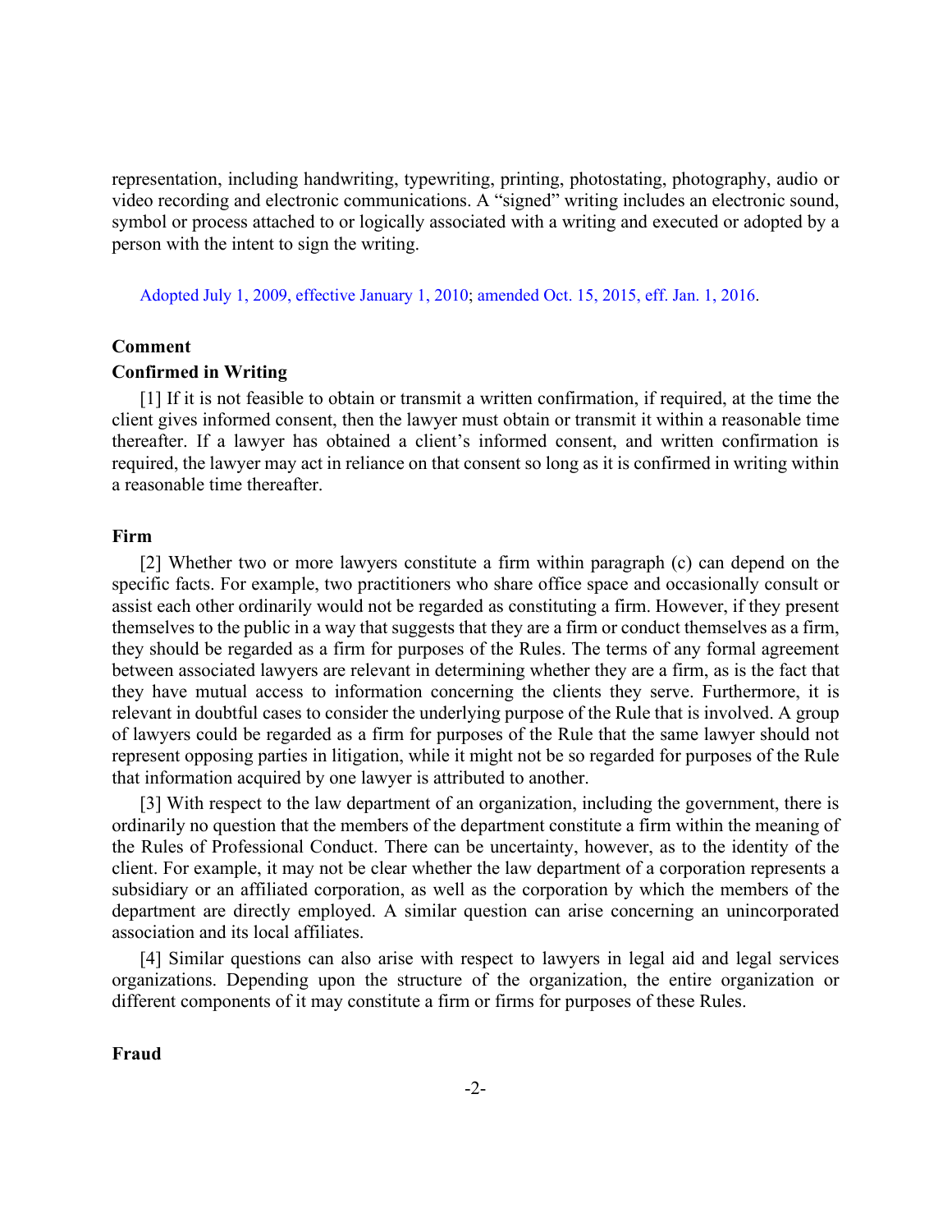representation, including handwriting, typewriting, printing, photostating, photography, audio or video recording and electronic communications. A "signed" writing includes an electronic sound, symbol or process attached to or logically associated with a writing and executed or adopted by a person with the intent to sign the writing.

Adopted July 1, 2009, effective January 1, 2010; amended Oct. 15, 2015, eff. Jan. 1, 2016.

### Comment

#### Confirmed in Writing

[1] If it is not feasible to obtain or transmit a written confirmation, if required, at the time the client gives informed consent, then the lawyer must obtain or transmit it within a reasonable time thereafter. If a lawyer has obtained a client's informed consent, and written confirmation is required, the lawyer may act in reliance on that consent so long as it is confirmed in writing within a reasonable time thereafter.

#### Firm

[2] Whether two or more lawyers constitute a firm within paragraph (c) can depend on the specific facts. For example, two practitioners who share office space and occasionally consult or assist each other ordinarily would not be regarded as constituting a firm. However, if they present themselves to the public in a way that suggests that they are a firm or conduct themselves as a firm, they should be regarded as a firm for purposes of the Rules. The terms of any formal agreement between associated lawyers are relevant in determining whether they are a firm, as is the fact that they have mutual access to information concerning the clients they serve. Furthermore, it is relevant in doubtful cases to consider the underlying purpose of the Rule that is involved. A group of lawyers could be regarded as a firm for purposes of the Rule that the same lawyer should not represent opposing parties in litigation, while it might not be so regarded for purposes of the Rule that information acquired by one lawyer is attributed to another.

[3] With respect to the law department of an organization, including the government, there is ordinarily no question that the members of the department constitute a firm within the meaning of the Rules of Professional Conduct. There can be uncertainty, however, as to the identity of the client. For example, it may not be clear whether the law department of a corporation represents a subsidiary or an affiliated corporation, as well as the corporation by which the members of the department are directly employed. A similar question can arise concerning an unincorporated association and its local affiliates.

[4] Similar questions can also arise with respect to lawyers in legal aid and legal services organizations. Depending upon the structure of the organization, the entire organization or different components of it may constitute a firm or firms for purposes of these Rules.

#### Fraud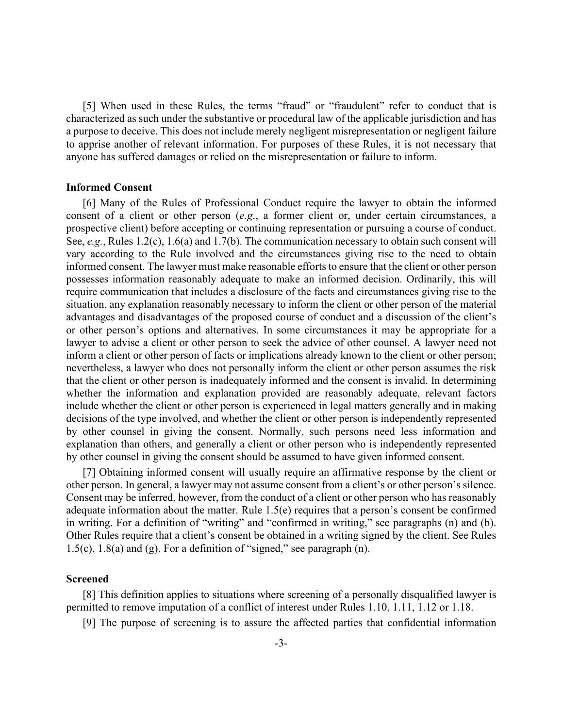[5] When used in these Rules, the terms "fraud" or "fraudulent" refer to conduct that is characterized as such under the substantive or procedural law of the applicable jurisdiction and has a purpose to deceive. This does not include merely negligent misrepresentation or negligent failure to apprise another of relevant information. For purposes of these Rules, it is not necessary that anyone has suffered damages or relied on the misrepresentation or failure to inform.

**Informed Consent**

[6] Many of the Rules of Professional Conduct require the lawyer to obtain the informed consent of a client or other person (*e.g*., a former client or, under certain circumstances, a prospective client) before accepting or continuing representation or pursuing a course of conduct. See, *e.g.*, Rules 1.2(c), 1.6(a) and 1.7(b). The communication necessary to obtain such consent will vary according to the Rule involved and the circumstances giving rise to the need to obtain informed consent. The lawyer must make reasonable efforts to ensure that the client or other person possesses information reasonably adequate to make an informed decision. Ordinarily, this will require communication that includes a disclosure of the facts and circumstances giving rise to the situation, any explanation reasonably necessary to inform the client or other person of the material advantages and disadvantages of the proposed course of conduct and a discussion of the client's or other person's options and alternatives. In some circumstances it may be appropriate for a lawyer to advise a client or other person to seek the advice of other counsel. A lawyer need not inform a client or other person of facts or implications already known to the client or other person; nevertheless, a lawyer who does not personally inform the client or other person assumes the risk that the client or other person is inadequately informed and the consent is invalid. In determining whether the information and explanation provided are reasonably adequate, relevant factors include whether the client or other person is experienced in legal matters generally and in making decisions of the type involved, and whether the client or other person is independently represented by other counsel in giving the consent. Normally, such persons need less information and explanation than others, and generally a client or other person who is independently represented by other counsel in giving the consent should be assumed to have given informed consent.

[7] Obtaining informed consent will usually require an affirmative response by the client or other person. In general, a lawyer may not assume consent from a client's or other person's silence. Consent may be inferred, however, from the conduct of a client or other person who has reasonably adequate information about the matter. Rule 1.5(e) requires that a person's consent be confirmed in writing. For a definition of "writing" and "confirmed in writing," see paragraphs (n) and (b). Other Rules require that a client's consent be obtained in a writing signed by the client. See Rules 1.5(c), 1.8(a) and (g). For a definition of "signed," see paragraph (n).

**Screened**

[8] This definition applies to situations where screening of a personally disqualified lawyer is permitted to remove imputation of a conflict of interest under Rules 1.10, 1.11, 1.12 or 1.18.

[9] The purpose of screening is to assure the affected parties that confidential information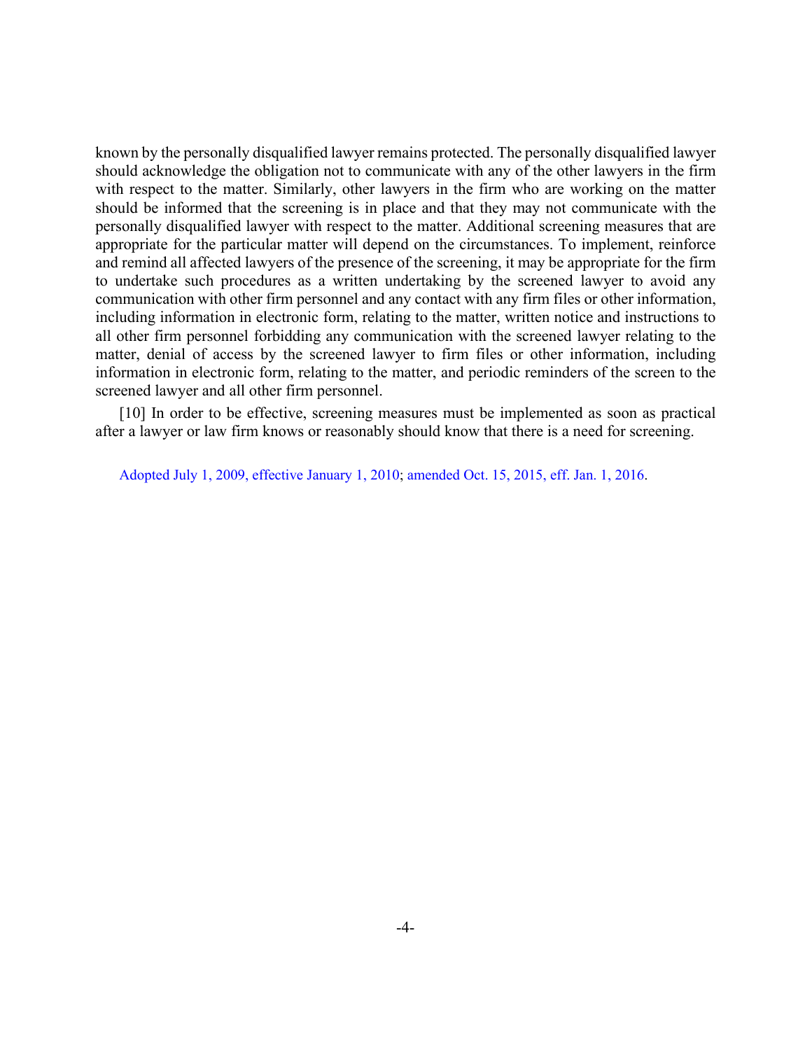known by the personally disqualified lawyer remains protected. The personally disqualified lawyer should acknowledge the obligation not to communicate with any of the other lawyers in the firm with respect to the matter. Similarly, other lawyers in the firm who are working on the matter should be informed that the screening is in place and that they may not communicate with the personally disqualified lawyer with respect to the matter. Additional screening measures that are appropriate for the particular matter will depend on the circumstances. To implement, reinforce and remind all affected lawyers of the presence of the screening, it may be appropriate for the firm to undertake such procedures as a written undertaking by the screened lawyer to avoid any communication with other firm personnel and any contact with any firm files or other information, including information in electronic form, relating to the matter, written notice and instructions to all other firm personnel forbidding any communication with the screened lawyer relating to the matter, denial of access by the screened lawyer to firm files or other information, including information in electronic form, relating to the matter, and periodic reminders of the screen to the screened lawyer and all other firm personnel.

[10] In order to be effective, screening measures must be implemented as soon as practical after a lawyer or law firm knows or reasonably should know that there is a need for screening.

Adopted July 1, 2009, effective January 1, 2010; amended Oct. 15, 2015, eff. Jan. 1, 2016.